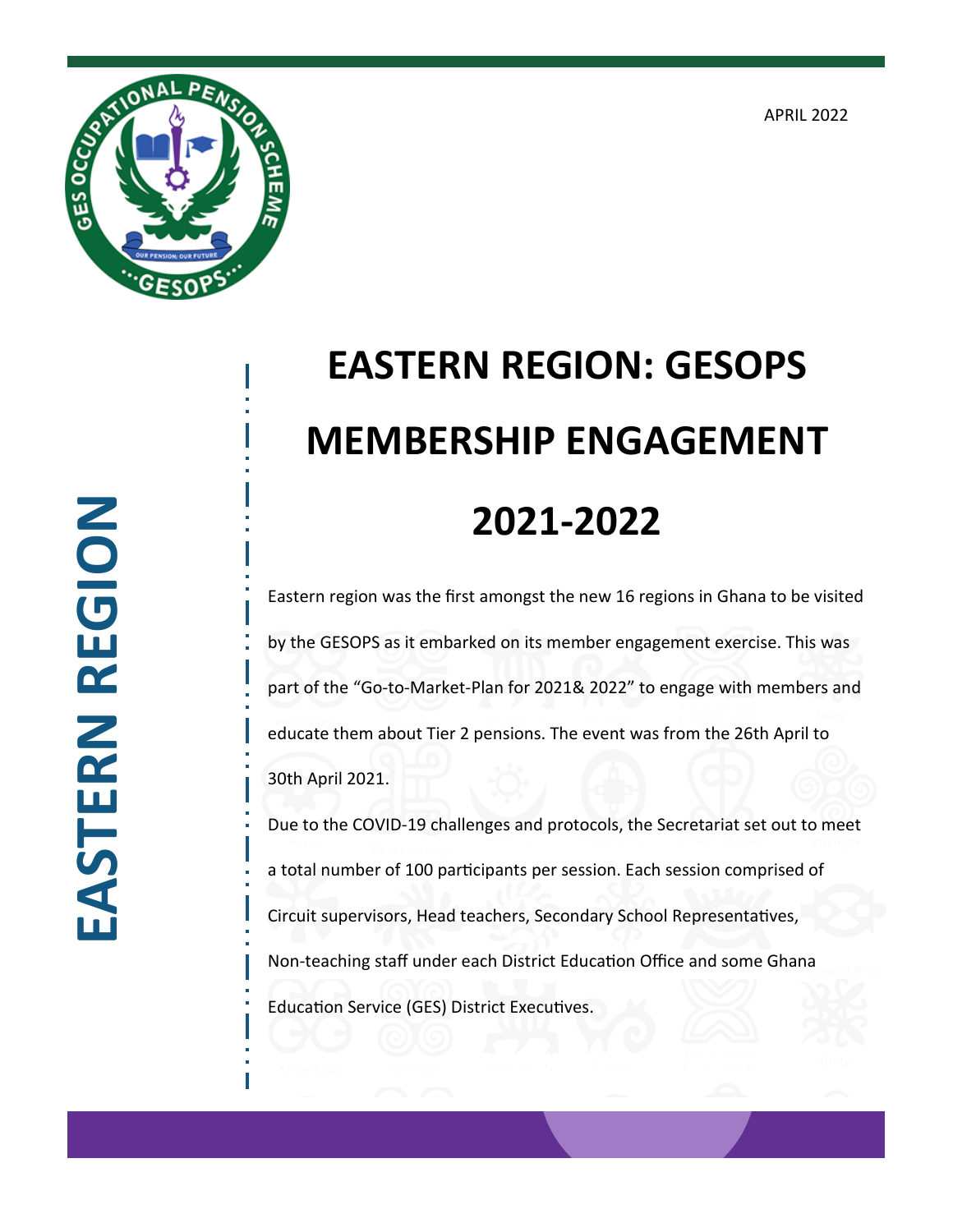APRIL 2022

EASTERN REGION

# EASTERN REGION: GESOPS MEMBERSHIP ENGAGEMENT 2021-2022

Eastern region was the first amongst the new 16 regions in Ghana to be visited by the GESOPS as it embarked on its member engagement exercise. This was part of the "Go-to-Market-Plan for 2021& 2022" to engage with members and educate them about Tier 2 pensions. The event was from the 26th April to 30th April 2021.

Due to the COVID-19 challenges and protocols, the Secretariat set out to meet a total number of 100 participants per session. Each session comprised of Circuit supervisors, Head teachers, Secondary School Representatives, Non-teaching staff under each District Education Office and some Ghana Education Service (GES) District Executives.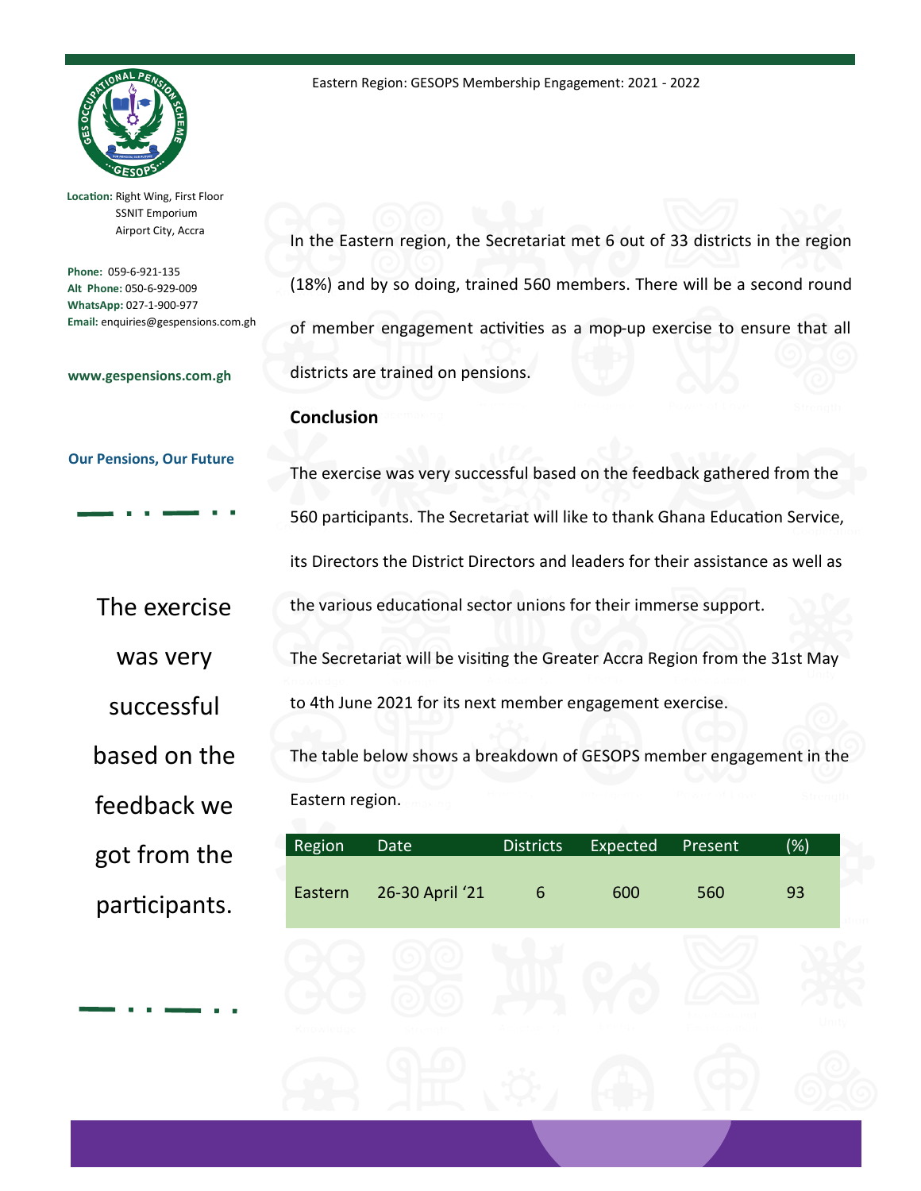Eastern Region: GESOPS Membership Engagement: 2021 - 2022

**Location:** Right Wing, First Floor
SSNIT Emporium
Airport City, Accra

**Phone:** 059-6-921-135
**Alt Phone:** 050-6-929-009
**WhatsApp:** 027-1-900-977
**Email:** enquiries@gespensions.com.gh

**www.gespensions.com.gh**

**Our Pensions, Our Future**

The exercise was very successful based on the feedback we got from the participants.

In the Eastern region, the Secretariat met 6 out of 33 districts in the region (18%) and by so doing, trained 560 members. There will be a second round of member engagement activities as a mop-up exercise to ensure that all districts are trained on pensions.

**Conclusion**

The exercise was very successful based on the feedback gathered from the 560 participants. The Secretariat will like to thank Ghana Education Service, its Directors the District Directors and leaders for their assistance as well as the various educational sector unions for their immerse support.

The Secretariat will be visiting the Greater Accra Region from the 31st May to 4th June 2021 for its next member engagement exercise.

The table below shows a breakdown of GESOPS member engagement in the Eastern region.

| Region | Date | Districts | Expected | Present | (%) |
|---|---|---|---|---|---|
| Eastern | 26-30 April '21 | 6 | 600 | 560 | 93 |